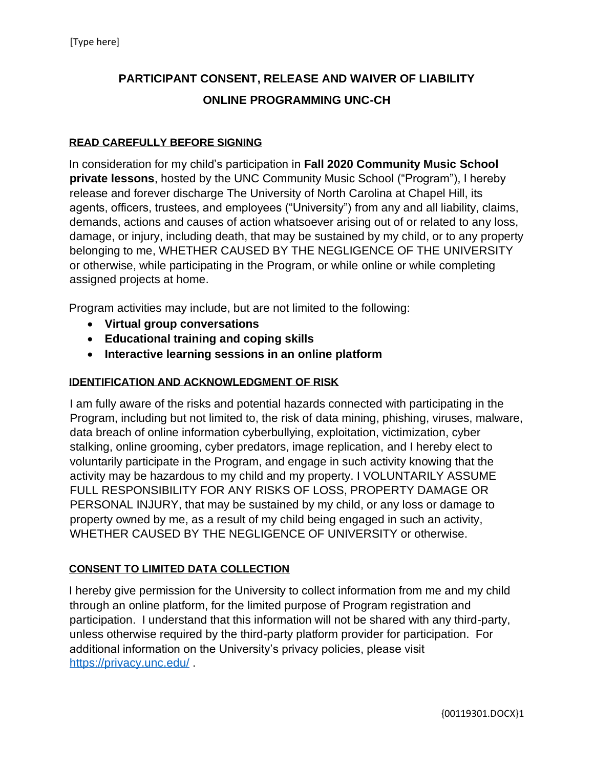# PARTICIPANT CONSENT, RELEASE AND WAIVER OF LIABILITY
# ONLINE PROGRAMMING UNC-CH

## READ CAREFULLY BEFORE SIGNING

In consideration for my child's participation in **Fall 2020 Community Music School private lessons**, hosted by the UNC Community Music School ("Program"), I hereby release and forever discharge The University of North Carolina at Chapel Hill, its agents, officers, trustees, and employees ("University") from any and all liability, claims, demands, actions and causes of action whatsoever arising out of or related to any loss, damage, or injury, including death, that may be sustained by my child, or to any property belonging to me, WHETHER CAUSED BY THE NEGLIGENCE OF THE UNIVERSITY or otherwise, while participating in the Program, or while online or while completing assigned projects at home.

Program activities may include, but are not limited to the following:

- **Virtual group conversations**
- **Educational training and coping skills**
- **Interactive learning sessions in an online platform**

## IDENTIFICATION AND ACKNOWLEDGMENT OF RISK

I am fully aware of the risks and potential hazards connected with participating in the Program, including but not limited to, the risk of data mining, phishing, viruses, malware, data breach of online information cyberbullying, exploitation, victimization, cyber stalking, online grooming, cyber predators, image replication, and I hereby elect to voluntarily participate in the Program, and engage in such activity knowing that the activity may be hazardous to my child and my property. I VOLUNTARILY ASSUME FULL RESPONSIBILITY FOR ANY RISKS OF LOSS, PROPERTY DAMAGE OR PERSONAL INJURY, that may be sustained by my child, or any loss or damage to property owned by me, as a result of my child being engaged in such an activity, WHETHER CAUSED BY THE NEGLIGENCE OF UNIVERSITY or otherwise.

## CONSENT TO LIMITED DATA COLLECTION

I hereby give permission for the University to collect information from me and my child through an online platform, for the limited purpose of Program registration and participation. I understand that this information will not be shared with any third-party, unless otherwise required by the third-party platform provider for participation. For additional information on the University's privacy policies, please visit https://privacy.unc.edu/ .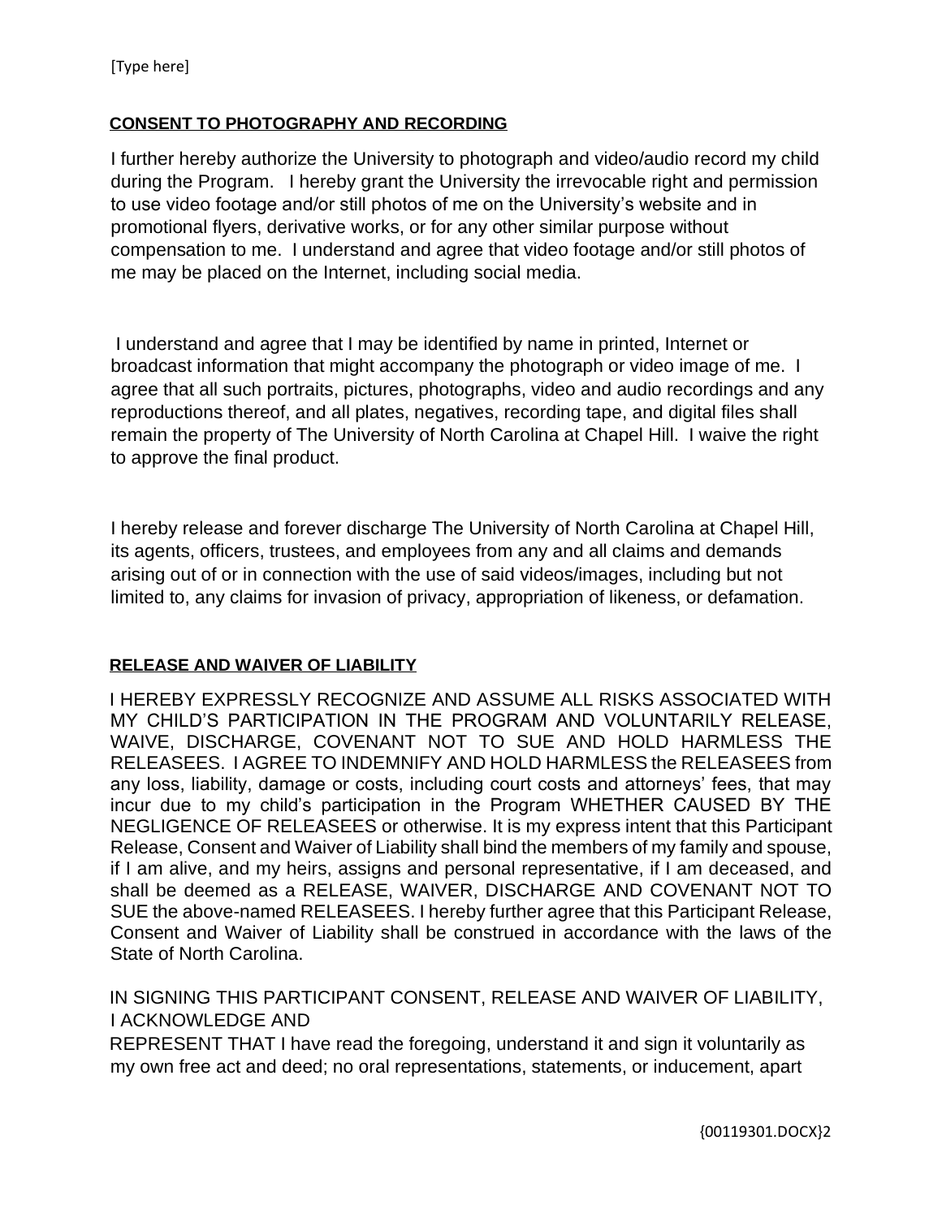## CONSENT TO PHOTOGRAPHY AND RECORDING

I further hereby authorize the University to photograph and video/audio record my child during the Program. I hereby grant the University the irrevocable right and permission to use video footage and/or still photos of me on the University's website and in promotional flyers, derivative works, or for any other similar purpose without compensation to me. I understand and agree that video footage and/or still photos of me may be placed on the Internet, including social media.

I understand and agree that I may be identified by name in printed, Internet or broadcast information that might accompany the photograph or video image of me. I agree that all such portraits, pictures, photographs, video and audio recordings and any reproductions thereof, and all plates, negatives, recording tape, and digital files shall remain the property of The University of North Carolina at Chapel Hill. I waive the right to approve the final product.

I hereby release and forever discharge The University of North Carolina at Chapel Hill, its agents, officers, trustees, and employees from any and all claims and demands arising out of or in connection with the use of said videos/images, including but not limited to, any claims for invasion of privacy, appropriation of likeness, or defamation.

## RELEASE AND WAIVER OF LIABILITY

I HEREBY EXPRESSLY RECOGNIZE AND ASSUME ALL RISKS ASSOCIATED WITH MY CHILD'S PARTICIPATION IN THE PROGRAM AND VOLUNTARILY RELEASE, WAIVE, DISCHARGE, COVENANT NOT TO SUE AND HOLD HARMLESS THE RELEASEES. I AGREE TO INDEMNIFY AND HOLD HARMLESS the RELEASEES from any loss, liability, damage or costs, including court costs and attorneys' fees, that may incur due to my child's participation in the Program WHETHER CAUSED BY THE NEGLIGENCE OF RELEASEES or otherwise. It is my express intent that this Participant Release, Consent and Waiver of Liability shall bind the members of my family and spouse, if I am alive, and my heirs, assigns and personal representative, if I am deceased, and shall be deemed as a RELEASE, WAIVER, DISCHARGE AND COVENANT NOT TO SUE the above-named RELEASEES. I hereby further agree that this Participant Release, Consent and Waiver of Liability shall be construed in accordance with the laws of the State of North Carolina.

IN SIGNING THIS PARTICIPANT CONSENT, RELEASE AND WAIVER OF LIABILITY, I ACKNOWLEDGE AND REPRESENT THAT I have read the foregoing, understand it and sign it voluntarily as my own free act and deed; no oral representations, statements, or inducement, apart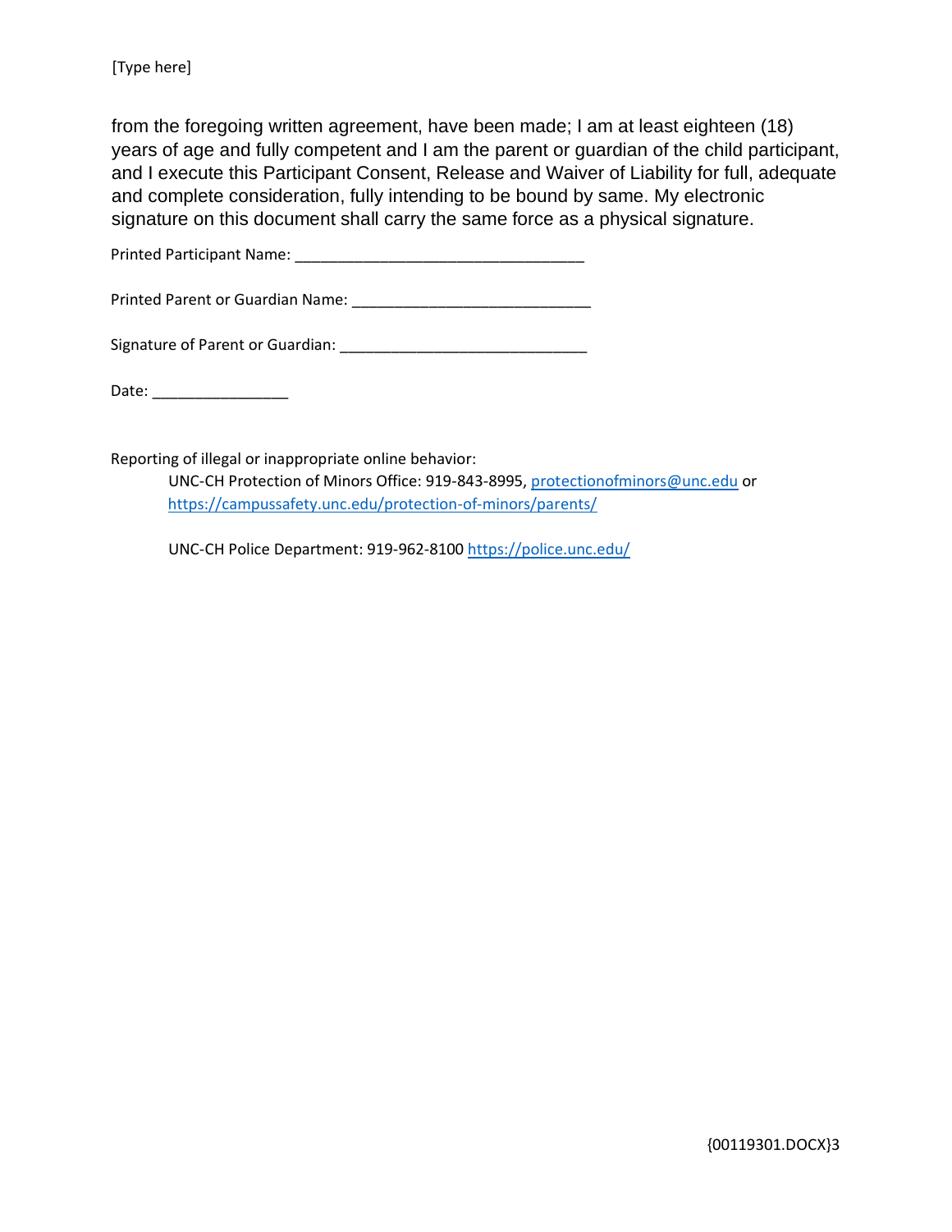from the foregoing written agreement, have been made; I am at least eighteen (18) years of age and fully competent and I am the parent or guardian of the child participant, and I execute this Participant Consent, Release and Waiver of Liability for full, adequate and complete consideration, fully intending to be bound by same. My electronic signature on this document shall carry the same force as a physical signature.

Printed Participant Name: _________________________________

Printed Parent or Guardian Name: ___________________________

Signature of Parent or Guardian: ____________________________

Date: _______________

Reporting of illegal or inappropriate online behavior:

UNC-CH Protection of Minors Office: 919-843-8995, protectionofminors@unc.edu or https://campussafety.unc.edu/protection-of-minors/parents/

UNC-CH Police Department: 919-962-8100 https://police.unc.edu/